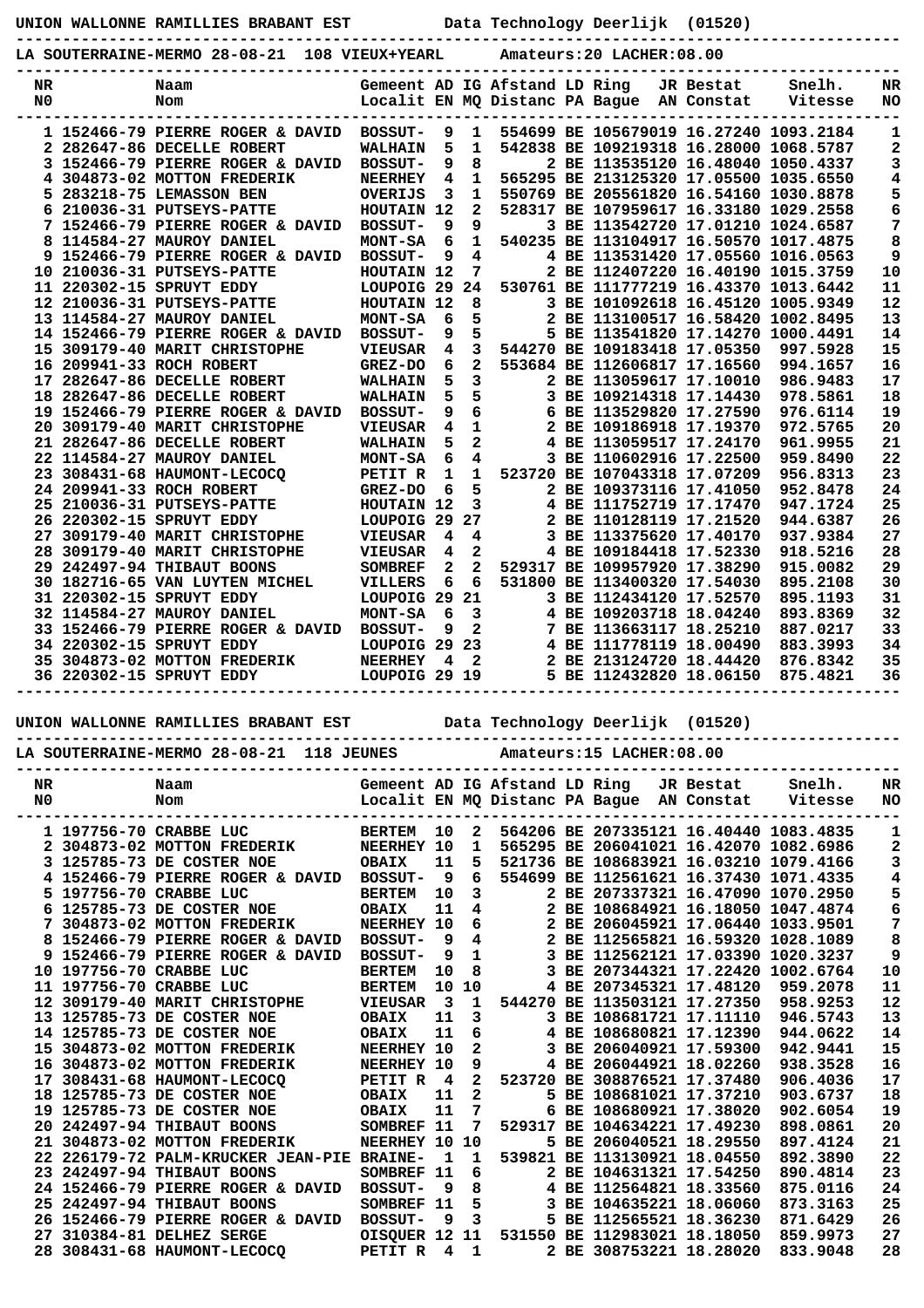**UNION WALLONNE RAMILLIES BRABANT EST** — Data Technology Deerlijk (01520)

**LA SOUTERRAINE-MERMO 28-08-21 108 VIEUX+YEARL** — Amateurs:20 LACHER:08.00

| NR | Naam / Nom | Gemeent / Localit | AD / EN | IG / MQ | Afstand / Distanc | LD / PA | Ring / Bague | JR / AN | Bestat / Constat | Snelh. / Vitesse | NR / NO |
|---|---|---|---|---|---|---|---|---|---|---|---|
| 1 | 152466-79 PIERRE ROGER & DAVID | BOSSUT- | 9 | 1 | 554699 | BE | 1056790 | 19 | 16.27240 | 1093.2184 | 1 |
| 2 | 282647-86 DECELLE ROBERT | WALHAIN | 5 | 1 | 542838 | BE | 1092193 | 18 | 16.28000 | 1068.5787 | 2 |
| 3 | 152466-79 PIERRE ROGER & DAVID | BOSSUT- | 9 | 8 | 2 | BE | 1135351 | 20 | 16.48040 | 1050.4337 | 3 |
| 4 | 304873-02 MOTTON FREDERIK | NEERHEY | 4 | 1 | 565295 | BE | 2131253 | 20 | 17.05500 | 1035.6550 | 4 |
| 5 | 283218-75 LEMASSON BEN | OVERIJS | 3 | 1 | 550769 | BE | 2055618 | 20 | 16.54160 | 1030.8878 | 5 |
| 6 | 210036-31 PUTSEYS-PATTE | HOUTAIN | 12 | 2 | 528317 | BE | 1079596 | 17 | 16.33180 | 1029.2558 | 6 |
| 7 | 152466-79 PIERRE ROGER & DAVID | BOSSUT- | 9 | 9 | 3 | BE | 1135427 | 20 | 17.01210 | 1024.6587 | 7 |
| 8 | 114584-27 MAUROY DANIEL | MONT-SA | 6 | 1 | 540235 | BE | 1131049 | 17 | 16.50570 | 1017.4875 | 8 |
| 9 | 152466-79 PIERRE ROGER & DAVID | BOSSUT- | 9 | 4 | 4 | BE | 1135314 | 20 | 17.05560 | 1016.0563 | 9 |
| 10 | 210036-31 PUTSEYS-PATTE | HOUTAIN | 12 | 7 | 2 | BE | 1124072 | 20 | 16.40190 | 1015.3759 | 10 |
| 11 | 220302-15 SPRUYT EDDY | LOUPOIG | 29 | 24 | 530761 | BE | 1117772 | 19 | 16.43370 | 1013.6442 | 11 |
| 12 | 210036-31 PUTSEYS-PATTE | HOUTAIN | 12 | 8 | 3 | BE | 1010926 | 18 | 16.45120 | 1005.9349 | 12 |
| 13 | 114584-27 MAUROY DANIEL | MONT-SA | 6 | 5 | 2 | BE | 1131005 | 17 | 16.58420 | 1002.8495 | 13 |
| 14 | 152466-79 PIERRE ROGER & DAVID | BOSSUT- | 9 | 5 | 5 | BE | 1135418 | 20 | 17.14270 | 1000.4491 | 14 |
| 15 | 309179-40 MARIT CHRISTOPHE | VIEUSAR | 4 | 3 | 544270 | BE | 1091834 | 18 | 17.05350 | 997.5928 | 15 |
| 16 | 209941-33 ROCH ROBERT | GREZ-DO | 6 | 2 | 553684 | BE | 1126068 | 17 | 17.16560 | 994.1657 | 16 |
| 17 | 282647-86 DECELLE ROBERT | WALHAIN | 5 | 3 | 2 | BE | 1130596 | 17 | 17.10010 | 986.9483 | 17 |
| 18 | 282647-86 DECELLE ROBERT | WALHAIN | 5 | 5 | 3 | BE | 1092143 | 18 | 17.14430 | 978.5861 | 18 |
| 19 | 152466-79 PIERRE ROGER & DAVID | BOSSUT- | 9 | 6 | 6 | BE | 1135298 | 20 | 17.27590 | 976.6114 | 19 |
| 20 | 309179-40 MARIT CHRISTOPHE | VIEUSAR | 4 | 1 | 2 | BE | 1091869 | 18 | 17.19370 | 972.5765 | 20 |
| 21 | 282647-86 DECELLE ROBERT | WALHAIN | 5 | 2 | 4 | BE | 1130595 | 17 | 17.24170 | 961.9955 | 21 |
| 22 | 114584-27 MAUROY DANIEL | MONT-SA | 6 | 4 | 3 | BE | 1106029 | 16 | 17.22500 | 959.8490 | 22 |
| 23 | 308431-68 HAUMONT-LECOCQ | PETIT R | 1 | 1 | 523720 | BE | 1070433 | 18 | 17.07209 | 956.8313 | 23 |
| 24 | 209941-33 ROCH ROBERT | GREZ-DO | 6 | 5 | 2 | BE | 1093731 | 16 | 17.41050 | 952.8478 | 24 |
| 25 | 210036-31 PUTSEYS-PATTE | HOUTAIN | 12 | 3 | 4 | BE | 1117527 | 19 | 17.17470 | 947.1724 | 25 |
| 26 | 220302-15 SPRUYT EDDY | LOUPOIG | 29 | 27 | 2 | BE | 1101281 | 19 | 17.21520 | 944.6387 | 26 |
| 27 | 309179-40 MARIT CHRISTOPHE | VIEUSAR | 4 | 4 | 3 | BE | 1133756 | 20 | 17.40170 | 937.9384 | 27 |
| 28 | 309179-40 MARIT CHRISTOPHE | VIEUSAR | 4 | 2 | 4 | BE | 1091844 | 18 | 17.52330 | 918.5216 | 28 |
| 29 | 242497-94 THIBAUT BOONS | SOMBREF | 2 | 2 | 529317 | BE | 1099579 | 20 | 17.38290 | 915.0082 | 29 |
| 30 | 182716-65 VAN LUYTEN MICHEL | VILLERS | 6 | 6 | 531800 | BE | 1134003 | 20 | 17.54030 | 895.2108 | 30 |
| 31 | 220302-15 SPRUYT EDDY | LOUPOIG | 29 | 21 | 3 | BE | 1124341 | 20 | 17.52570 | 895.1193 | 31 |
| 32 | 114584-27 MAUROY DANIEL | MONT-SA | 6 | 3 | 4 | BE | 1092037 | 18 | 18.04240 | 893.8369 | 32 |
| 33 | 152466-79 PIERRE ROGER & DAVID | BOSSUT- | 9 | 2 | 7 | BE | 1136631 | 17 | 18.25210 | 887.0217 | 33 |
| 34 | 220302-15 SPRUYT EDDY | LOUPOIG | 29 | 23 | 4 | BE | 1117781 | 19 | 18.00490 | 883.3993 | 34 |
| 35 | 304873-02 MOTTON FREDERIK | NEERHEY | 4 | 2 | 2 | BE | 2131247 | 20 | 18.44420 | 876.8342 | 35 |
| 36 | 220302-15 SPRUYT EDDY | LOUPOIG | 29 | 19 | 5 | BE | 1124328 | 20 | 18.06150 | 875.4821 | 36 |

**UNION WALLONNE RAMILLIES BRABANT EST** — Data Technology Deerlijk (01520)

**LA SOUTERRAINE-MERMO 28-08-21 118 JEUNES** — Amateurs:15 LACHER:08.00

| NR | Naam / Nom | Gemeent / Localit | AD / EN | IG / MQ | Afstand / Distanc | LD / PA | Ring / Bague | JR / AN | Bestat / Constat | Snelh. / Vitesse | NR / NO |
|---|---|---|---|---|---|---|---|---|---|---|---|
| 1 | 197756-70 CRABBE LUC | BERTEM | 10 | 2 | 564206 | BE | 2073351 | 21 | 16.40440 | 1083.4835 | 1 |
| 2 | 304873-02 MOTTON FREDERIK | NEERHEY | 10 | 1 | 565295 | BE | 2060410 | 21 | 16.42070 | 1082.6986 | 2 |
| 3 | 125785-73 DE COSTER NOE | OBAIX | 11 | 5 | 521736 | BE | 1086839 | 21 | 16.03210 | 1079.4166 | 3 |
| 4 | 152466-79 PIERRE ROGER & DAVID | BOSSUT- | 9 | 6 | 554699 | BE | 1125618 | 21 | 16.37430 | 1071.4335 | 4 |
| 5 | 197756-70 CRABBE LUC | BERTEM | 10 | 3 | 2 | BE | 2073373 | 21 | 16.47090 | 1070.2950 | 5 |
| 6 | 125785-73 DE COSTER NOE | OBAIX | 11 | 4 | 2 | BE | 1086849 | 21 | 16.18050 | 1047.4874 | 6 |
| 7 | 304873-02 MOTTON FREDERIK | NEERHEY | 10 | 6 | 2 | BE | 2060459 | 21 | 17.06450 | 1033.9501 | 7 |
| 8 | 152466-79 PIERRE ROGER & DAVID | BOSSUT- | 9 | 4 | 2 | BE | 1125658 | 21 | 16.59320 | 1028.1089 | 8 |
| 9 | 152466-79 PIERRE ROGER & DAVID | BOSSUT- | 9 | 1 | 3 | BE | 1125621 | 21 | 17.03390 | 1020.3237 | 9 |
| 10 | 197756-70 CRABBE LUC | BERTEM | 10 | 8 | 3 | BE | 2073443 | 21 | 17.22420 | 1002.6764 | 10 |
| 11 | 197756-70 CRABBE LUC | BERTEM | 10 | 10 | 4 | BE | 2073453 | 21 | 17.48120 | 959.2078 | 11 |
| 12 | 309179-40 MARIT CHRISTOPHE | VIEUSAR | 3 | 1 | 544270 | BE | 1135030 | 21 | 17.27350 | 958.9253 | 12 |
| 13 | 125785-73 DE COSTER NOE | OBAIX | 11 | 3 | 3 | BE | 1086817 | 21 | 17.11110 | 946.5743 | 13 |
| 14 | 125785-73 DE COSTER NOE | OBAIX | 11 | 6 | 4 | BE | 1086808 | 21 | 17.12390 | 944.0622 | 14 |
| 15 | 304873-02 MOTTON FREDERIK | NEERHEY | 10 | 2 | 3 | BE | 2060409 | 21 | 17.59300 | 942.9441 | 15 |
| 16 | 304873-02 MOTTON FREDERIK | NEERHEY | 10 | 9 | 4 | BE | 2060448 | 21 | 18.02260 | 938.3528 | 16 |
| 17 | 308431-68 HAUMONT-LECOCQ | PETIT R | 4 | 2 | 523720 | BE | 3088765 | 21 | 17.37480 | 906.4036 | 17 |
| 18 | 125785-73 DE COSTER NOE | OBAIX | 11 | 2 | 5 | BE | 1086810 | 21 | 17.37210 | 903.6737 | 18 |
| 19 | 125785-73 DE COSTER NOE | OBAIX | 11 | 7 | 6 | BE | 1086809 | 21 | 17.38020 | 902.6054 | 19 |
| 20 | 242497-94 THIBAUT BOONS | SOMBREF | 11 | 7 | 529317 | BE | 1046342 | 21 | 17.49230 | 898.0861 | 20 |
| 21 | 304873-02 MOTTON FREDERIK | NEERHEY | 10 | 10 | 5 | BE | 2060405 | 21 | 18.29550 | 897.4124 | 21 |
| 22 | 226179-72 PALM-KRUCKER JEAN-PIE | BRAINE- | 1 | 1 | 539821 | BE | 1131309 | 21 | 18.04550 | 892.3890 | 22 |
| 23 | 242497-94 THIBAUT BOONS | SOMBREF | 11 | 6 | 2 | BE | 1046313 | 21 | 17.54250 | 890.4814 | 23 |
| 24 | 152466-79 PIERRE ROGER & DAVID | BOSSUT- | 9 | 8 | 4 | BE | 1125648 | 21 | 18.33560 | 875.0116 | 24 |
| 25 | 242497-94 THIBAUT BOONS | SOMBREF | 11 | 5 | 3 | BE | 1046352 | 21 | 18.06060 | 873.3163 | 25 |
| 26 | 152466-79 PIERRE ROGER & DAVID | BOSSUT- | 9 | 3 | 5 | BE | 1125655 | 21 | 18.36230 | 871.6429 | 26 |
| 27 | 310384-81 DELHEZ SERGE | OISQUER | 12 | 11 | 531550 | BE | 1129830 | 21 | 18.18050 | 859.9973 | 27 |
| 28 | 308431-68 HAUMONT-LECOCQ | PETIT R | 4 | 1 | 2 | BE | 3087532 | 21 | 18.28020 | 833.9048 | 28 |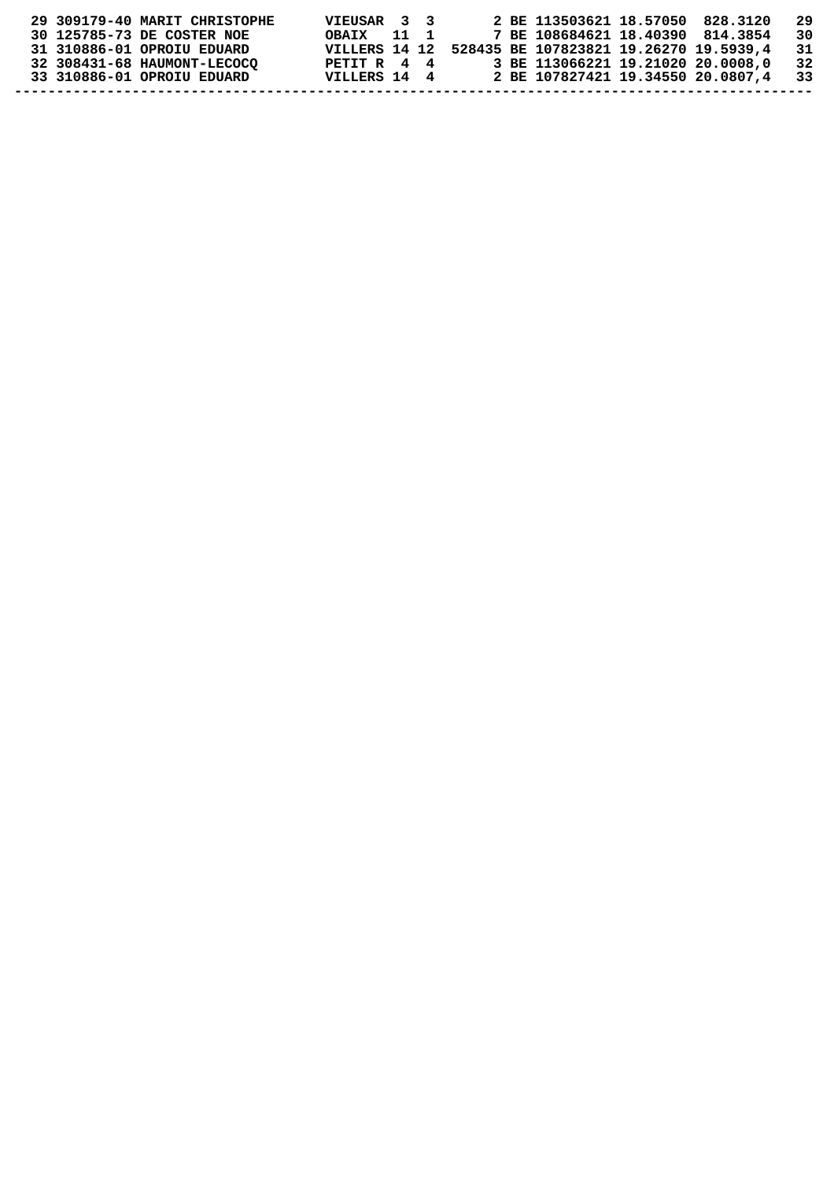| | | | | | | | | | | |
|---|---|---|---|---|---|---|---|---|---|---|
| 29 | 309179-40 | MARIT CHRISTOPHE | VIEUSAR | 3 | 3 | 2 | BE 113503621 | 18.57050 | 828.3120 | 29 |
| 30 | 125785-73 | DE COSTER NOE | OBAIX | 11 | 1 | 7 | BE 108684621 | 18.40390 | 814.3854 | 30 |
| 31 | 310886-01 | OPROIU EDUARD | VILLERS | 14 | 12 | 528435 | BE 107823821 | 19.26270 | 19.5939,4 | 31 |
| 32 | 308431-68 | HAUMONT-LECOCQ | PETIT R | 4 | 4 | 3 | BE 113066221 | 19.21020 | 20.0008,0 | 32 |
| 33 | 310886-01 | OPROIU EDUARD | VILLERS | 14 | 4 | 2 | BE 107827421 | 19.34550 | 20.0807,4 | 33 |

----------------------------------------------------------------------------------------------------